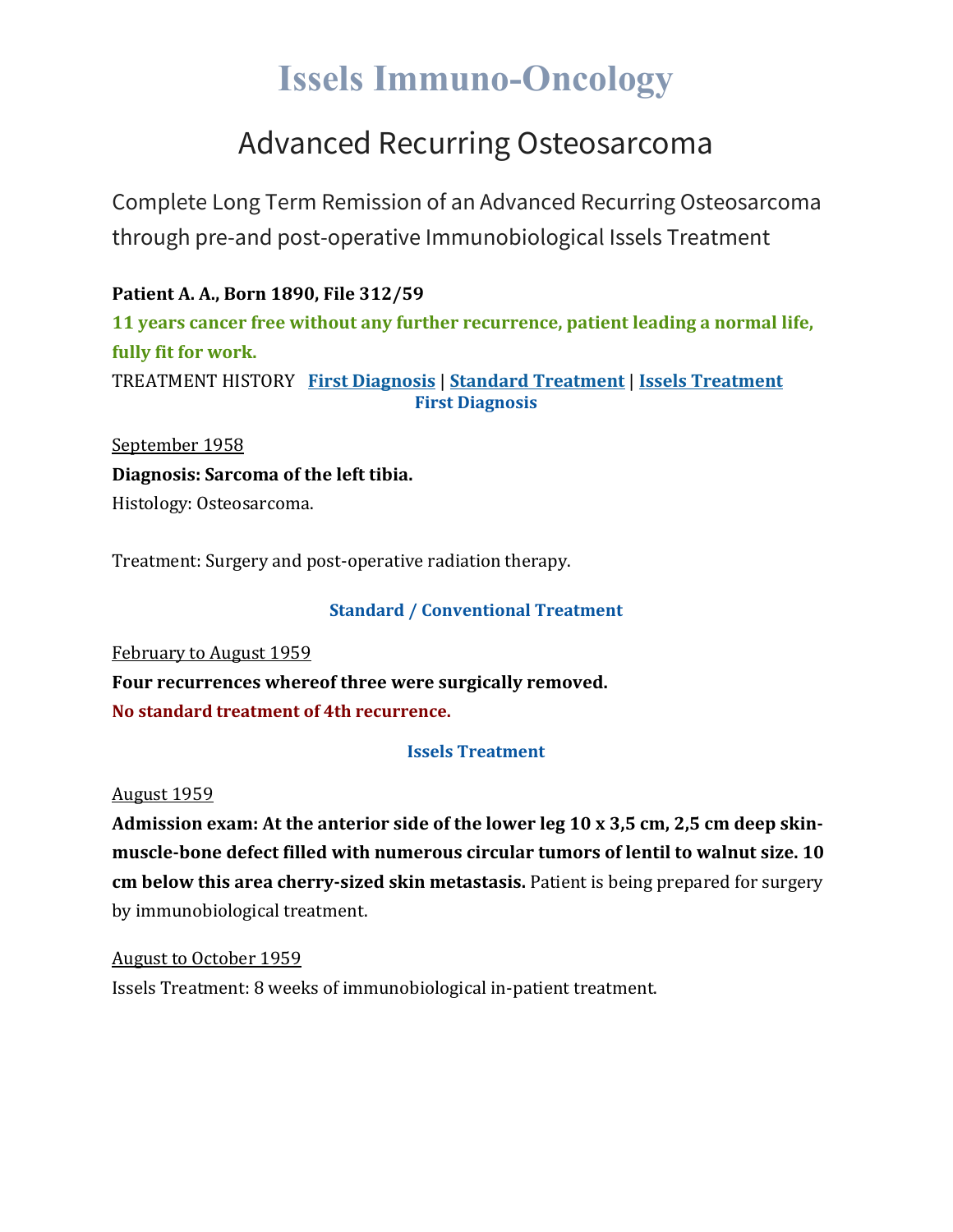# Issels Immuno-Oncology

## Advanced Recurring Osteosarcoma

Complete Long Term Remission of an Advanced Recurring Osteosarcoma through pre-and post-operative Immunobiological Issels Treatment

**Patient A. A., Born 1890, File 312/59**

**11 years cancer free without any further recurrence, patient leading a normal life, fully fit for work.**

TREATMENT HISTORY **First Diagnosis** | **Standard Treatment** | **Issels Treatment**

### First Diagnosis

September 1958

**Diagnosis: Sarcoma of the left tibia.**

Histology: Osteosarcoma.

Treatment: Surgery and post-operative radiation therapy.

### Standard / Conventional Treatment

February to August 1959

**Four recurrences whereof three were surgically removed.**

**No standard treatment of 4th recurrence.**

### Issels Treatment

August 1959

**Admission exam: At the anterior side of the lower leg 10 x 3,5 cm, 2,5 cm deep skin-muscle-bone defect filled with numerous circular tumors of lentil to walnut size. 10 cm below this area cherry-sized skin metastasis.** Patient is being prepared for surgery by immunobiological treatment.

August to October 1959

Issels Treatment: 8 weeks of immunobiological in-patient treatment.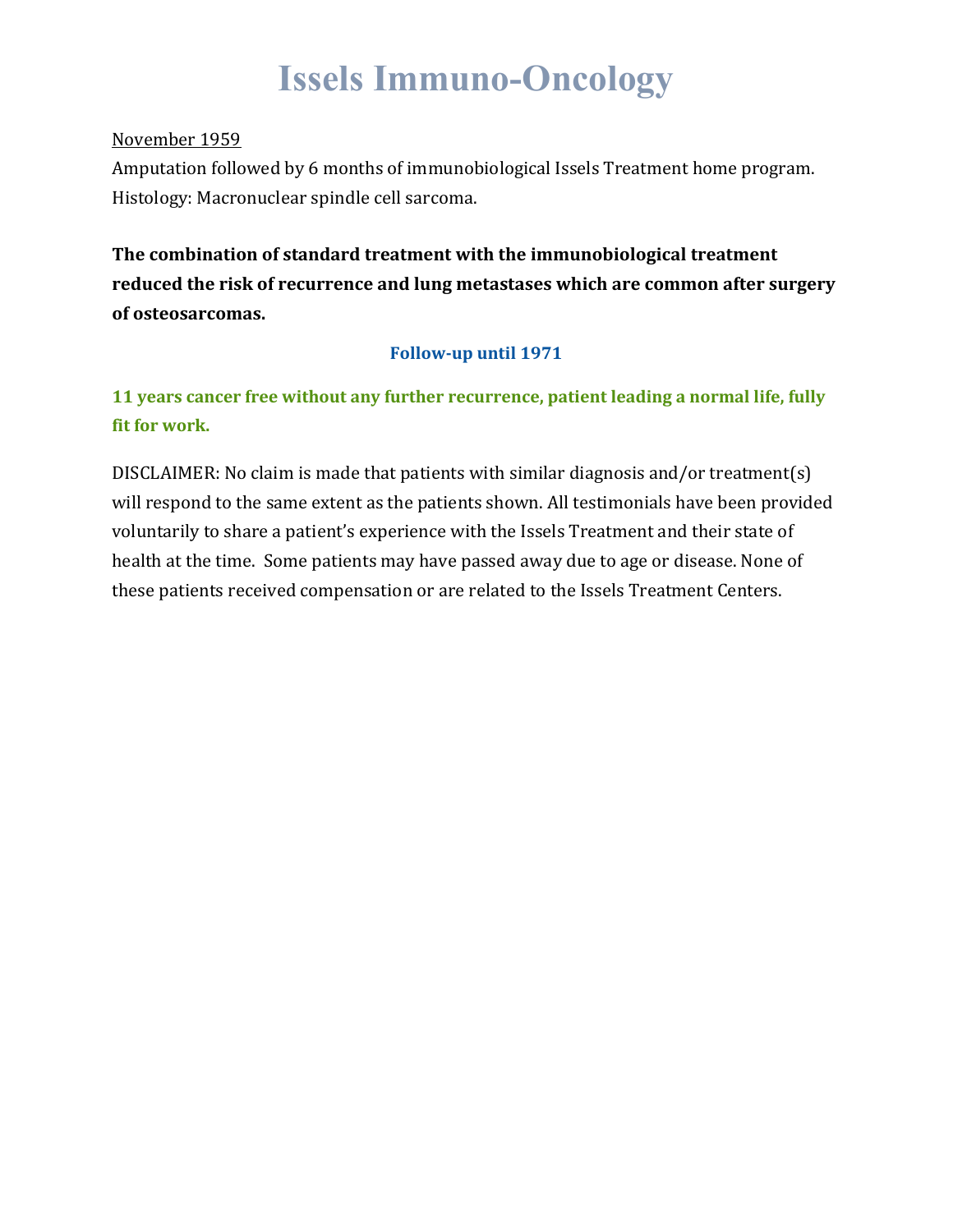# Issels Immuno-Oncology

November 1959

Amputation followed by 6 months of immunobiological Issels Treatment home program.
Histology: Macronuclear spindle cell sarcoma.

**The combination of standard treatment with the immunobiological treatment reduced the risk of recurrence and lung metastases which are common after surgery of osteosarcomas.**

**Follow-up until 1971**

**11 years cancer free without any further recurrence, patient leading a normal life, fully fit for work.**

DISCLAIMER: No claim is made that patients with similar diagnosis and/or treatment(s) will respond to the same extent as the patients shown. All testimonials have been provided voluntarily to share a patient's experience with the Issels Treatment and their state of health at the time. Some patients may have passed away due to age or disease. None of these patients received compensation or are related to the Issels Treatment Centers.